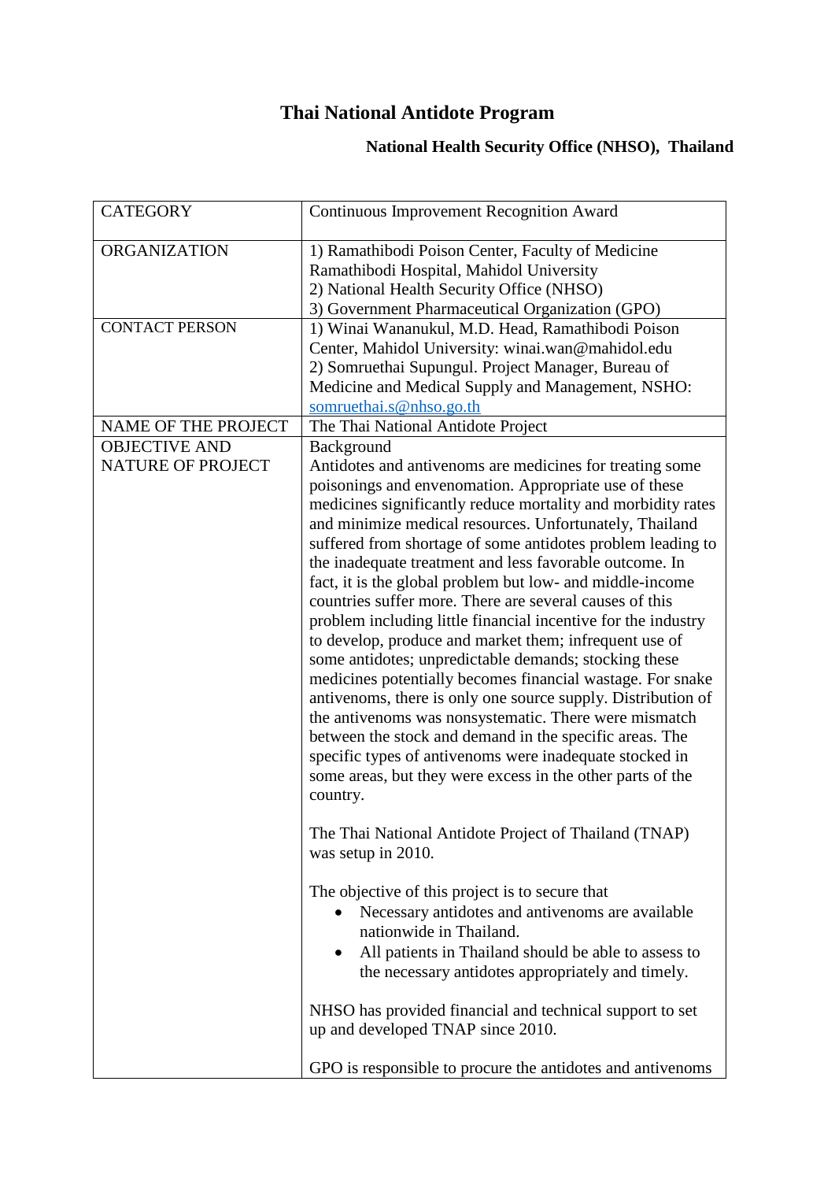# Thai National Antidote Program

**National Health Security Office (NHSO), Thailand**

| CATEGORY | Continuous Improvement Recognition Award |
|---|---|
| ORGANIZATION | 1) Ramathibodi Poison Center, Faculty of Medicine Ramathibodi Hospital, Mahidol University<br>2) National Health Security Office (NHSO)<br>3) Government Pharmaceutical Organization (GPO) |
| CONTACT PERSON | 1) Winai Wananukul, M.D. Head, Ramathibodi Poison Center, Mahidol University: winai.wan@mahidol.edu<br>2) Somruethai Supungul. Project Manager, Bureau of Medicine and Medical Supply and Management, NSHO: somruethai.s@nhso.go.th |
| NAME OF THE PROJECT | The Thai National Antidote Project |
| OBJECTIVE AND NATURE OF PROJECT | Background<br>Antidotes and antivenoms are medicines for treating some poisonings and envenomation. Appropriate use of these medicines significantly reduce mortality and morbidity rates and minimize medical resources. Unfortunately, Thailand suffered from shortage of some antidotes problem leading to the inadequate treatment and less favorable outcome. In fact, it is the global problem but low- and middle-income countries suffer more. There are several causes of this problem including little financial incentive for the industry to develop, produce and market them; infrequent use of some antidotes; unpredictable demands; stocking these medicines potentially becomes financial wastage. For snake antivenoms, there is only one source supply. Distribution of the antivenoms was nonsystematic. There were mismatch between the stock and demand in the specific areas. The specific types of antivenoms were inadequate stocked in some areas, but they were excess in the other parts of the country.<br><br>The Thai National Antidote Project of Thailand (TNAP) was setup in 2010.<br><br>The objective of this project is to secure that<br>• Necessary antidotes and antivenoms are available nationwide in Thailand.<br>• All patients in Thailand should be able to assess to the necessary antidotes appropriately and timely.<br><br>NHSO has provided financial and technical support to set up and developed TNAP since 2010.<br><br>GPO is responsible to procure the antidotes and antivenoms |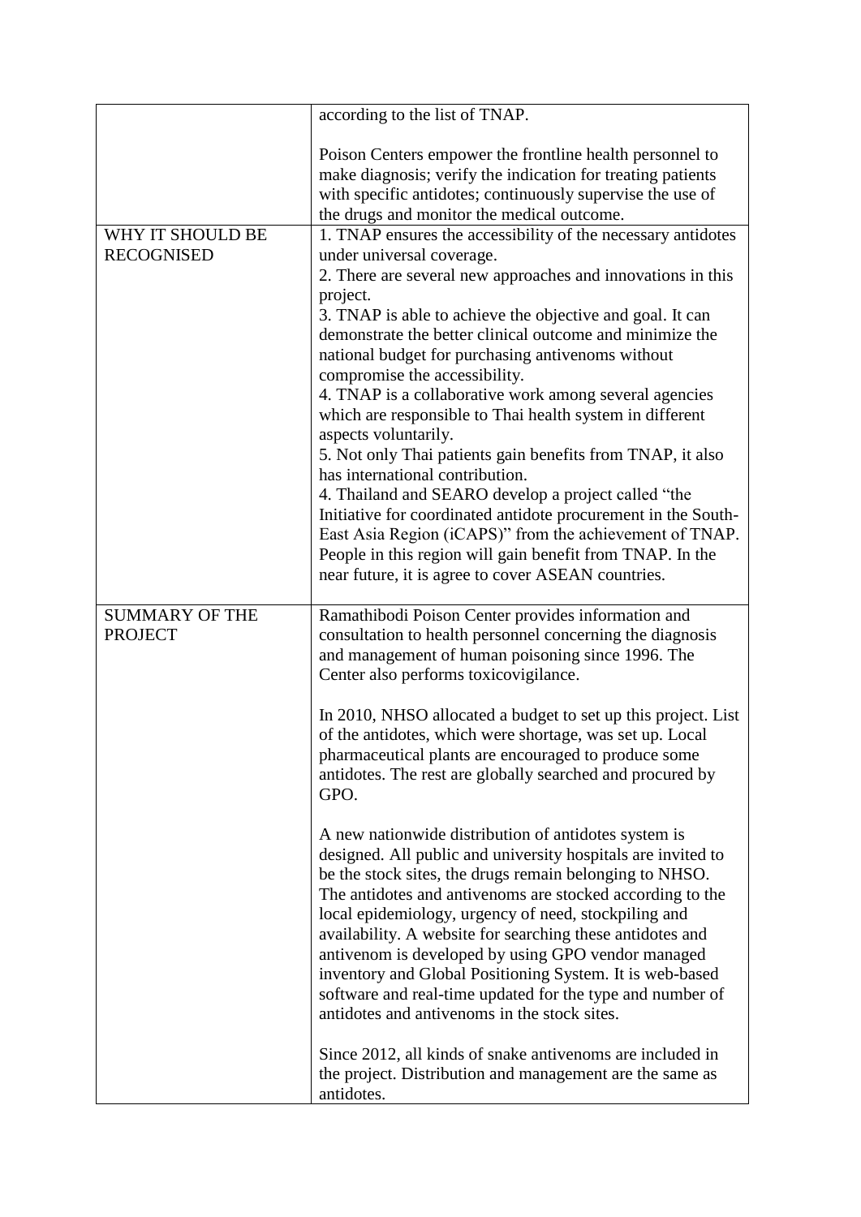| | |
|---|---|
| | according to the list of TNAP.<br><br>Poison Centers empower the frontline health personnel to make diagnosis; verify the indication for treating patients with specific antidotes; continuously supervise the use of the drugs and monitor the medical outcome. |
| WHY IT SHOULD BE RECOGNISED | 1. TNAP ensures the accessibility of the necessary antidotes under universal coverage.<br>2. There are several new approaches and innovations in this project.<br>3. TNAP is able to achieve the objective and goal. It can demonstrate the better clinical outcome and minimize the national budget for purchasing antivenoms without compromise the accessibility.<br>4. TNAP is a collaborative work among several agencies which are responsible to Thai health system in different aspects voluntarily.<br>5. Not only Thai patients gain benefits from TNAP, it also has international contribution.<br>4. Thailand and SEARO develop a project called "the Initiative for coordinated antidote procurement in the South-East Asia Region (iCAPS)" from the achievement of TNAP. People in this region will gain benefit from TNAP. In the near future, it is agree to cover ASEAN countries. |
| SUMMARY OF THE PROJECT | Ramathibodi Poison Center provides information and consultation to health personnel concerning the diagnosis and management of human poisoning since 1996. The Center also performs toxicovigilance.<br><br>In 2010, NHSO allocated a budget to set up this project. List of the antidotes, which were shortage, was set up. Local pharmaceutical plants are encouraged to produce some antidotes. The rest are globally searched and procured by GPO.<br><br>A new nationwide distribution of antidotes system is designed. All public and university hospitals are invited to be the stock sites, the drugs remain belonging to NHSO. The antidotes and antivenoms are stocked according to the local epidemiology, urgency of need, stockpiling and availability. A website for searching these antidotes and antivenom is developed by using GPO vendor managed inventory and Global Positioning System. It is web-based software and real-time updated for the type and number of antidotes and antivenoms in the stock sites.<br><br>Since 2012, all kinds of snake antivenoms are included in the project. Distribution and management are the same as antidotes. |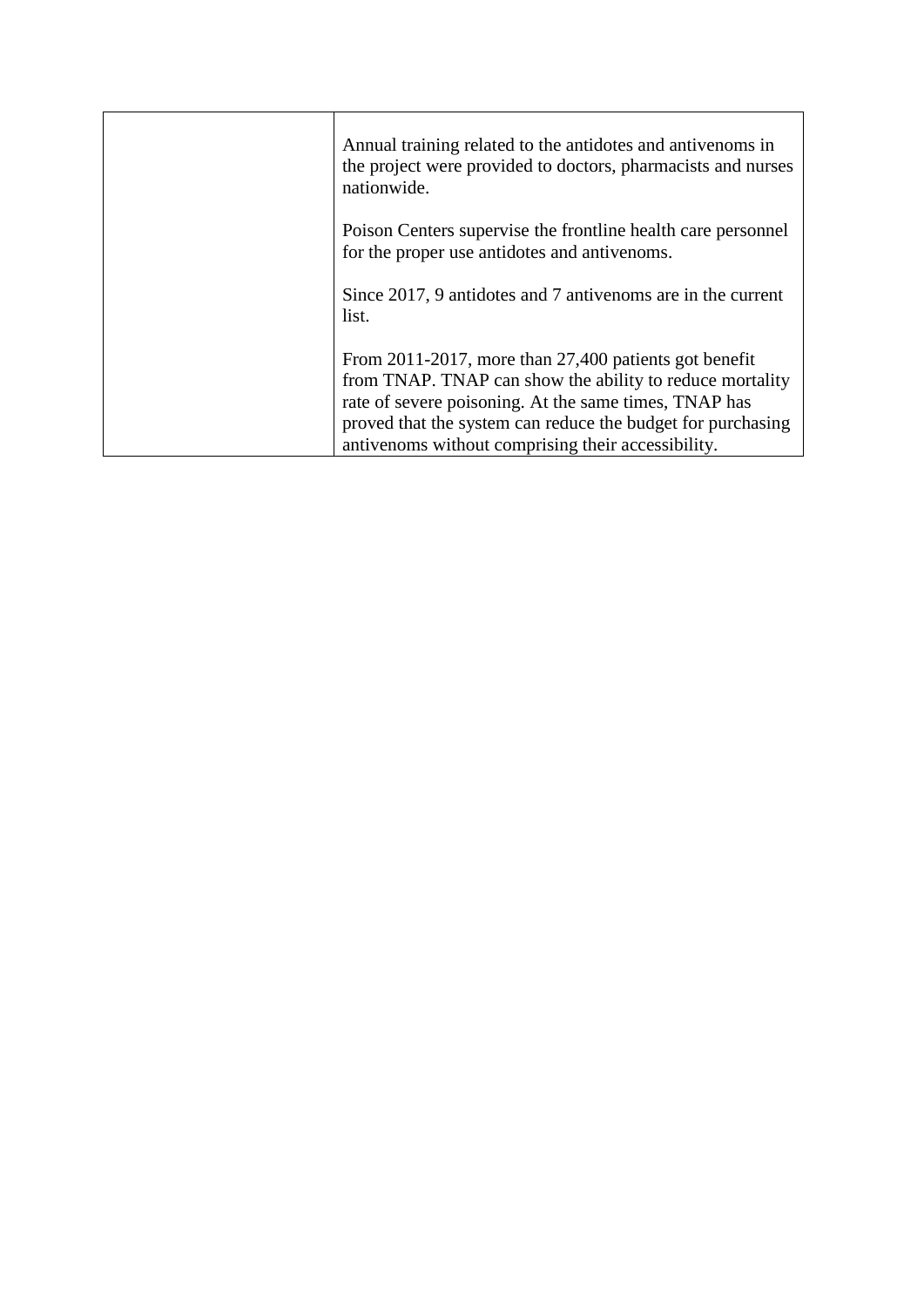| | |
|---|---|
| | Annual training related to the antidotes and antivenoms in the project were provided to doctors, pharmacists and nurses nationwide.<br><br>Poison Centers supervise the frontline health care personnel for the proper use antidotes and antivenoms.<br><br>Since 2017, 9 antidotes and 7 antivenoms are in the current list.<br><br>From 2011-2017, more than 27,400 patients got benefit from TNAP. TNAP can show the ability to reduce mortality rate of severe poisoning. At the same times, TNAP has proved that the system can reduce the budget for purchasing antivenoms without comprising their accessibility. |